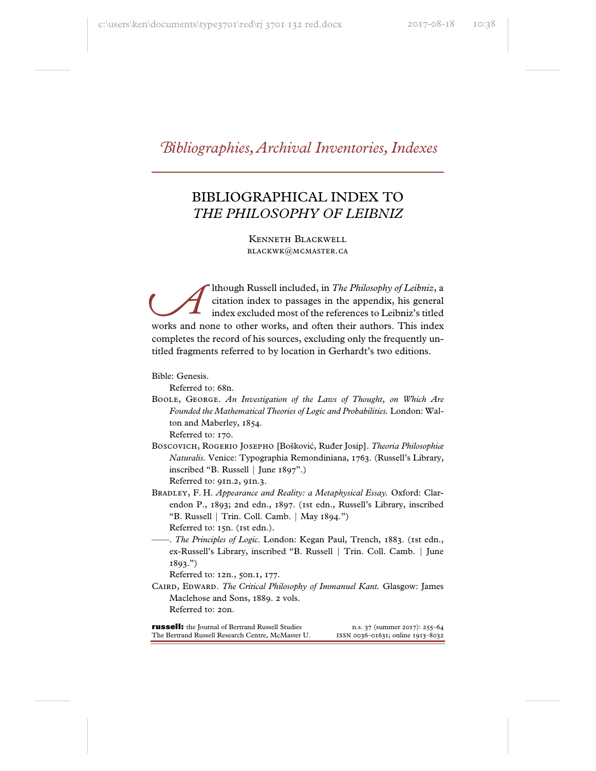*Bibliographies, Archival Inventories, Indexes*

# BIBLIOGRAPHICAL INDEX TO *THE PHILOSOPHY OF LEIBNIZ*

KENNETH BLACKWELL
blackwk@mcmaster.ca

Although Russell included, in *The Philosophy of Leibniz*, a citation index to passages in the appendix, his general index excluded most of the references to Leibniz's titled works and none to other works, and often their authors. This index completes the record of his sources, excluding only the frequently untitled fragments referred to by location in Gerhardt's two editions.

Bible: Genesis.
    Referred to: 68n.

BOOLE, GEORGE. *An Investigation of the Laws of Thought, on Which Are Founded the Mathematical Theories of Logic and Probabilities.* London: Walton and Maberley, 1854.
    Referred to: 170.

BOSCOVICH, ROGERIO JOSEPHO [Bošković, Ruđer Josip]. *Theoria Philosophiæ Naturalis.* Venice: Typographia Remondiniana, 1763. (Russell's Library, inscribed "B. Russell | June 1897".)
    Referred to: 91n.2, 91n.3.

BRADLEY, F. H. *Appearance and Reality: a Metaphysical Essay.* Oxford: Clarendon P., 1893; 2nd edn., 1897. (1st edn., Russell's Library, inscribed "B. Russell | Trin. Coll. Camb. | May 1894.")
    Referred to: 15n. (1st edn.).

——. *The Principles of Logic.* London: Kegan Paul, Trench, 1883. (1st edn., ex-Russell's Library, inscribed "B. Russell | Trin. Coll. Camb. | June 1893.")
    Referred to: 12n., 50n.1, 177.

CAIRD, EDWARD. *The Critical Philosophy of Immanuel Kant.* Glasgow: James Maclehose and Sons, 1889. 2 vols.
    Referred to: 20n.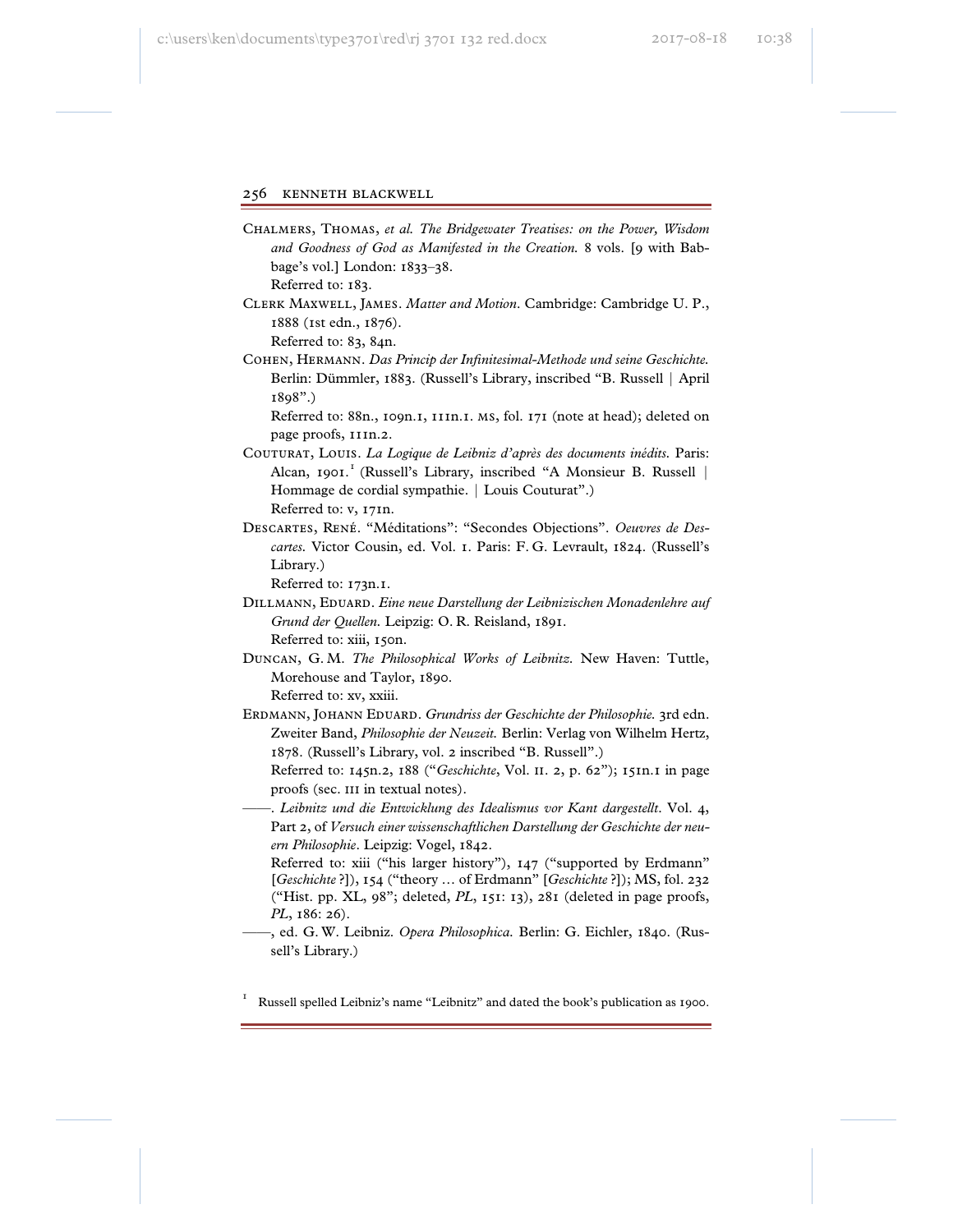Chalmers, Thomas, *et al.* *The Bridgewater Treatises: on the Power, Wisdom and Goodness of God as Manifested in the Creation.* 8 vols. [9 with Babbage's vol.] London: 1833–38.
Referred to: 183.

Clerk Maxwell, James. *Matter and Motion*. Cambridge: Cambridge U. P., 1888 (1st edn., 1876).
Referred to: 83, 84n.

Cohen, Hermann. *Das Princip der Infinitesimal-Methode und seine Geschichte.* Berlin: Dümmler, 1883. (Russell's Library, inscribed "B. Russell | April 1898".)
Referred to: 88n., 109n.1, 111n.1. MS, fol. 171 (note at head); deleted on page proofs, 111n.2.

Couturat, Louis. *La Logique de Leibniz d'après des documents inédits*. Paris: Alcan, 1901.[1] (Russell's Library, inscribed "A Monsieur B. Russell | Hommage de cordial sympathie. | Louis Couturat".)
Referred to: v, 171n.

Descartes, René. "Méditations": "Secondes Objections". *Oeuvres de Descartes.* Victor Cousin, ed. Vol. 1. Paris: F. G. Levrault, 1824. (Russell's Library.)
Referred to: 173n.1.

Dillmann, Eduard. *Eine neue Darstellung der Leibnizischen Monadenlehre auf Grund der Quellen.* Leipzig: O. R. Reisland, 1891.
Referred to: xiii, 150n.

Duncan, G. M. *The Philosophical Works of Leibnitz*. New Haven: Tuttle, Morehouse and Taylor, 1890.
Referred to: xv, xxiii.

Erdmann, Johann Eduard. *Grundriss der Geschichte der Philosophie.* 3rd edn. Zweiter Band, *Philosophie der Neuzeit.* Berlin: Verlag von Wilhelm Hertz, 1878. (Russell's Library, vol. 2 inscribed "B. Russell".)
Referred to: 145n.2, 188 ("*Geschichte*, Vol. II. 2, p. 62"); 151n.1 in page proofs (sec. III in textual notes).

——. *Leibnitz und die Entwicklung des Idealismus vor Kant dargestellt*. Vol. 4, Part 2, of *Versuch einer wissenschaftlichen Darstellung der Geschichte der neuern Philosophie*. Leipzig: Vogel, 1842.
Referred to: xiii ("his larger history"), 147 ("supported by Erdmann" [*Geschichte* ?]), 154 ("theory … of Erdmann" [*Geschichte* ?]); MS, fol. 232 ("Hist. pp. XL, 98"; deleted, *PL*, 151: 13), 281 (deleted in page proofs, *PL*, 186: 26).

——, ed. G. W. Leibniz. *Opera Philosophica.* Berlin: G. Eichler, 1840. (Russell's Library.)

[1] Russell spelled Leibniz's name "Leibnitz" and dated the book's publication as 1900.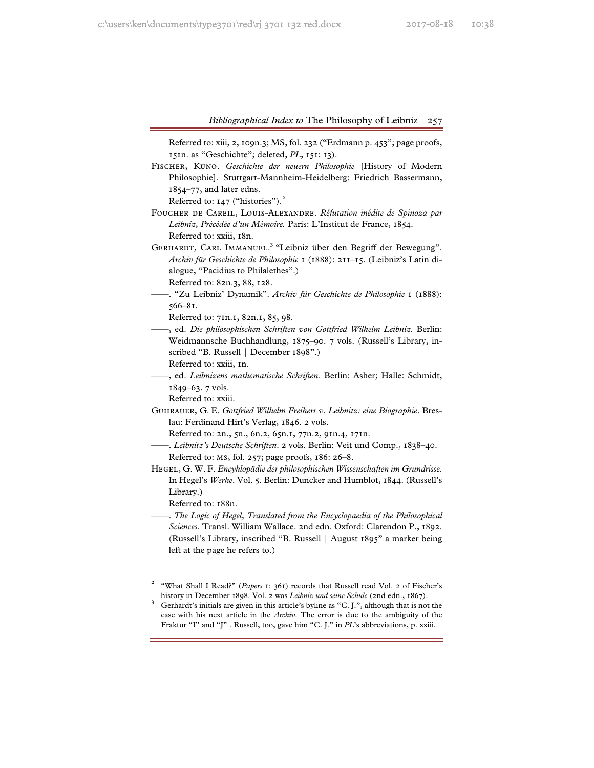Referred to: xiii, 2, 109n.3; MS, fol. 232 ("Erdmann p. 453"; page proofs, 151n. as "Geschichte"; deleted, *PL*, 151: 13).

FISCHER, KUNO. *Geschichte der neuern Philosophie* [History of Modern Philosophie]. Stuttgart-Mannheim-Heidelberg: Friedrich Bassermann, 1854–77, and later edns.
Referred to: 147 ("histories").[2]

FOUCHER DE CAREIL, LOUIS-ALEXANDRE. *Réfutation inédite de Spinoza par Leibniz, Précédée d'un Mémoire.* Paris: L'Institut de France, 1854.
Referred to: xxiii, 18n.

GERHARDT, CARL IMMANUEL.[3] "Leibniz über den Begriff der Bewegung". *Archiv für Geschichte de Philosophie* 1 (1888): 211–15. (Leibniz's Latin dialogue, "Pacidius to Philalethes".)
Referred to: 82n.3, 88, 128.

——. "Zu Leibniz' Dynamik". *Archiv für Geschichte de Philosophie* 1 (1888): 566–81.
Referred to: 71n.1, 82n.1, 85, 98.

——, ed. *Die philosophischen Schriften von Gottfried Wilhelm Leibniz*. Berlin: Weidmannsche Buchhandlung, 1875–90. 7 vols. (Russell's Library, inscribed "B. Russell | December 1898".)
Referred to: xxiii, 1n.

——, ed. *Leibnizens mathematische Schriften.* Berlin: Asher; Halle: Schmidt, 1849–63. 7 vols.
Referred to: xxiii.

GUHRAUER, G. E. *Gottfried Wilhelm Freiherr v. Leibnitz: eine Biographie*. Breslau: Ferdinand Hirt's Verlag, 1846. 2 vols.
Referred to: 2n., 5n., 6n.2, 65n.1, 77n.2, 91n.4, 171n.

——. *Leibnitz's Deutsche Schriften*. 2 vols. Berlin: Veit und Comp., 1838–40.
Referred to: MS, fol. 257; page proofs, 186: 26–8.

HEGEL, G. W. F. *Encyklopädie der philosophischen Wissenschaften im Grundrisse*. In Hegel's *Werke*. Vol. 5. Berlin: Duncker and Humblot, 1844. (Russell's Library.)
Referred to: 188n.

——. *The Logic of Hegel, Translated from the Encyclopaedia of the Philosophical Sciences*. Transl. William Wallace. 2nd edn. Oxford: Clarendon P., 1892. (Russell's Library, inscribed "B. Russell | August 1895" a marker being left at the page he refers to.)

---

[2] "What Shall I Read?" (*Papers* 1: 361) records that Russell read Vol. 2 of Fischer's history in December 1898. Vol. 2 was *Leibniz und seine Schule* (2nd edn., 1867).

[3] Gerhardt's initials are given in this article's byline as "C. J.", although that is not the case with his next article in the *Archiv*. The error is due to the ambiguity of the Fraktur "I" and "J" . Russell, too, gave him "C. J." in *PL*'s abbreviations, p. xxiii.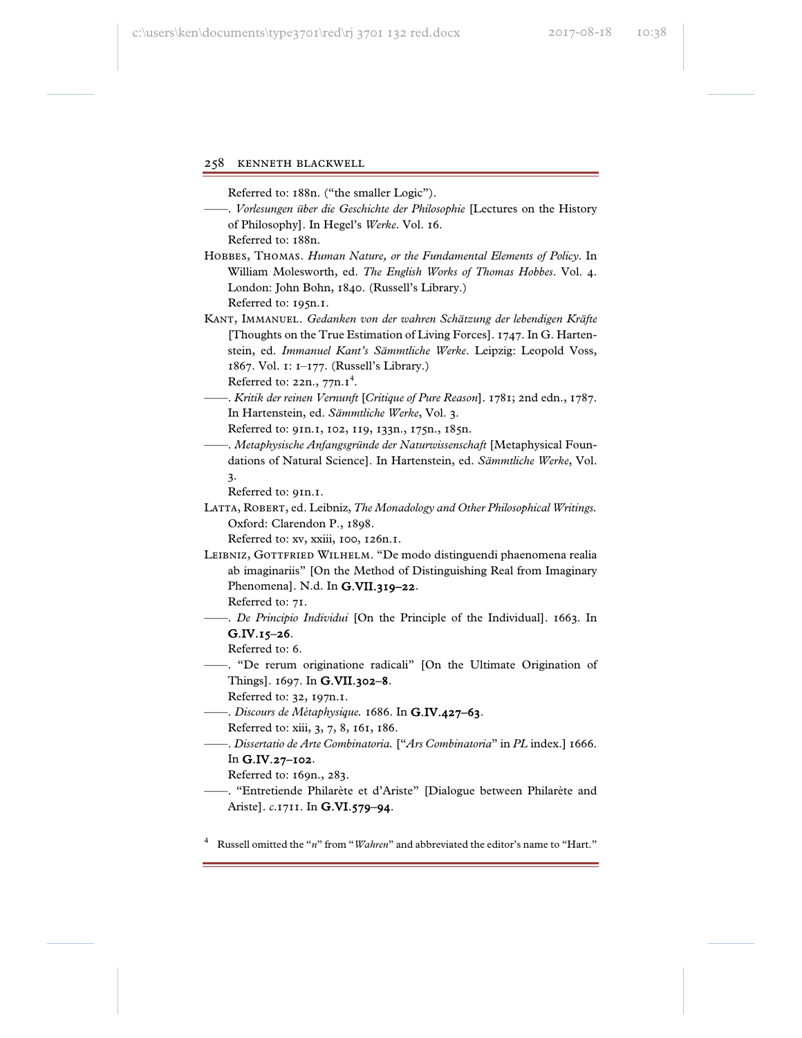Referred to: 188n. ("the smaller Logic").

——. *Vorlesungen über die Geschichte der Philosophie* [Lectures on the History of Philosophy]. In Hegel's *Werke*. Vol. 16.
Referred to: 188n.

Hobbes, Thomas. *Human Nature, or the Fundamental Elements of Policy*. In William Molesworth, ed. *The English Works of Thomas Hobbes*. Vol. 4. London: John Bohn, 1840. (Russell's Library.)
Referred to: 195n.1.

Kant, Immanuel. *Gedanken von der wahren Schätzung der lebendigen Kräfte* [Thoughts on the True Estimation of Living Forces]. 1747. In G. Hartenstein, ed. *Immanuel Kant's Sämmtliche Werke*. Leipzig: Leopold Voss, 1867. Vol. 1: 1–177. (Russell's Library.)
Referred to: 22n., 77n.1[4].

——. *Kritik der reinen Vernunft* [*Critique of Pure Reason*]. 1781; 2nd edn., 1787. In Hartenstein, ed. *Sämmtliche Werke*, Vol. 3.
Referred to: 91n.1, 102, 119, 133n., 175n., 185n.

——. *Metaphysische Anfangsgründe der Naturwissenschaft* [Metaphysical Foundations of Natural Science]. In Hartenstein, ed. *Sämmtliche Werke*, Vol. 3.
Referred to: 91n.1.

Latta, Robert, ed. Leibniz, *The Monadology and Other Philosophical Writings.* Oxford: Clarendon P., 1898.
Referred to: xv, xxiii, 100, 126n.1.

Leibniz, Gottfried Wilhelm. "De modo distinguendi phaenomena realia ab imaginariis" [On the Method of Distinguishing Real from Imaginary Phenomena]. N.d. In **G.VII.319–22**.
Referred to: 71.

——. *De Principio Individui* [On the Principle of the Individual]. 1663. In **G.IV.15–26**.
Referred to: 6.

——. "De rerum originatione radicali" [On the Ultimate Origination of Things]. 1697. In **G.VII.302–8**.
Referred to: 32, 197n.1.

——. *Discours de Métaphysique.* 1686. In **G.IV.427–63**.
Referred to: xiii, 3, 7, 8, 161, 186.

——. *Dissertatio de Arte Combinatoria.* ["*Ars Combinatoria*" in *PL* index.] 1666. In **G.IV.27–102**.
Referred to: 169n., 283.

——. "Entretiende Philarète et d'Ariste" [Dialogue between Philarète and Ariste]. *c.*1711. In **G.VI.579–94**.

[4] Russell omitted the "*n*" from "*Wahren*" and abbreviated the editor's name to "Hart."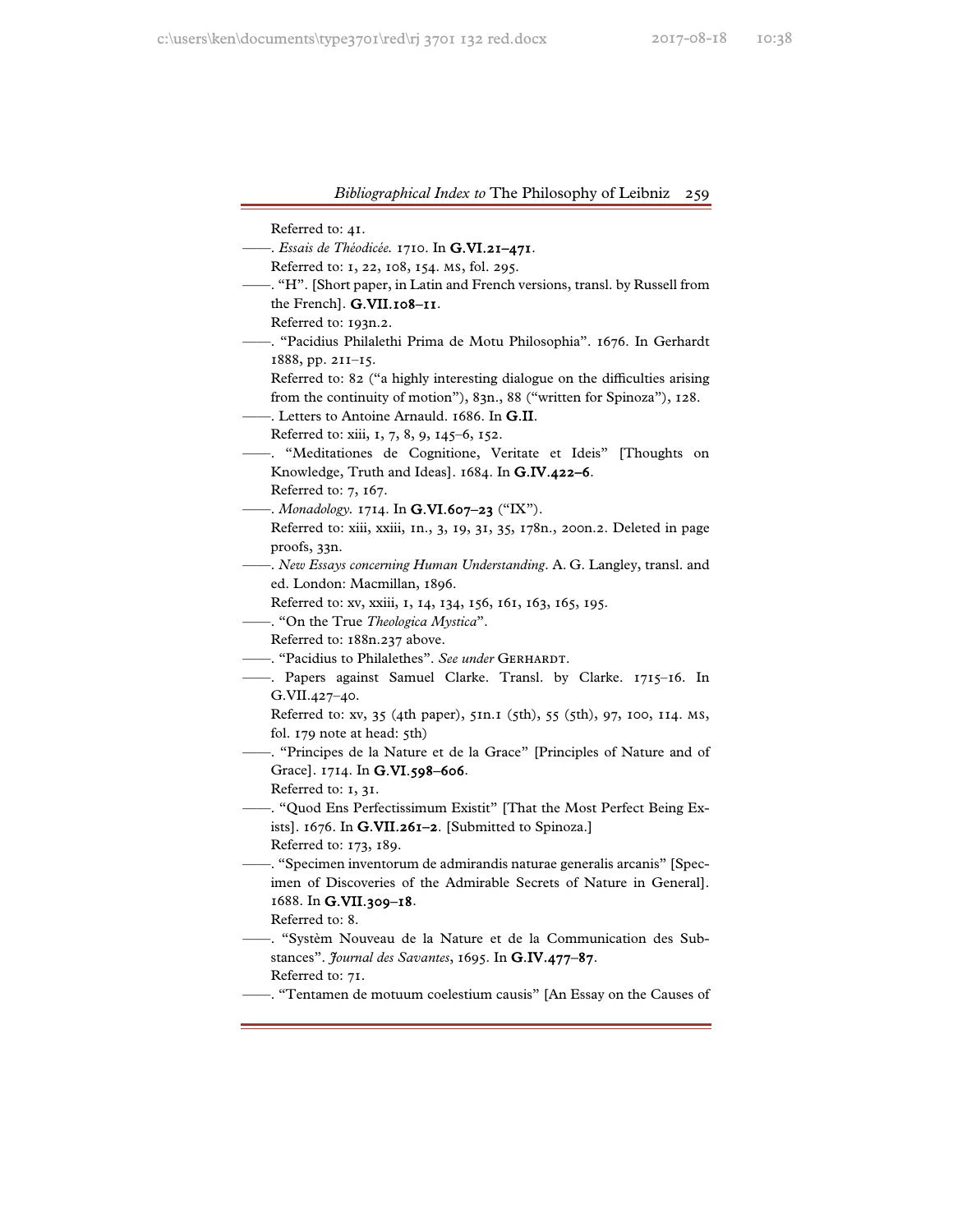Referred to: 41.

——. *Essais de Théodicée.* 1710. In **G.VI.21–471**.
Referred to: 1, 22, 108, 154. MS, fol. 295.

——. "H". [Short paper, in Latin and French versions, transl. by Russell from the French]. **G.VII.108–11**.
Referred to: 193n.2.

——. "Pacidius Philalethi Prima de Motu Philosophia". 1676. In Gerhardt 1888, pp. 211–15.
Referred to: 82 ("a highly interesting dialogue on the difficulties arising from the continuity of motion"), 83n., 88 ("written for Spinoza"), 128.

——. Letters to Antoine Arnauld. 1686. In **G.II**.
Referred to: xiii, 1, 7, 8, 9, 145–6, 152.

——. "Meditationes de Cognitione, Veritate et Ideis" [Thoughts on Knowledge, Truth and Ideas]. 1684. In **G.IV.422–6**.
Referred to: 7, 167.

——. *Monadology.* 1714. In **G.VI.607–23** ("IX").
Referred to: xiii, xxiii, 1n., 3, 19, 31, 35, 178n., 200n.2. Deleted in page proofs, 33n.

——. *New Essays concerning Human Understanding*. A. G. Langley, transl. and ed. London: Macmillan, 1896.
Referred to: xv, xxiii, 1, 14, 134, 156, 161, 163, 165, 195.

——. "On the True *Theologica Mystica*".
Referred to: 188n.237 above.

——. "Pacidius to Philalethes". *See under* GERHARDT.

——. Papers against Samuel Clarke. Transl. by Clarke. 1715–16. In G.VII.427–40.
Referred to: xv, 35 (4th paper), 51n.1 (5th), 55 (5th), 97, 100, 114. MS, fol. 179 note at head: 5th)

——. "Principes de la Nature et de la Grace" [Principles of Nature and of Grace]. 1714. In **G.VI.598–606**.
Referred to: 1, 31.

——. "Quod Ens Perfectissimum Existit" [That the Most Perfect Being Exists]. 1676. In **G.VII.261–2**. [Submitted to Spinoza.]
Referred to: 173, 189.

——. "Specimen inventorum de admirandis naturae generalis arcanis" [Specimen of Discoveries of the Admirable Secrets of Nature in General]. 1688. In **G.VII.309–18**.
Referred to: 8.

——. "Systèm Nouveau de la Nature et de la Communication des Substances". *Journal des Savantes*, 1695. In **G.IV.477–87**.
Referred to: 71.

——. "Tentamen de motuum coelestium causis" [An Essay on the Causes of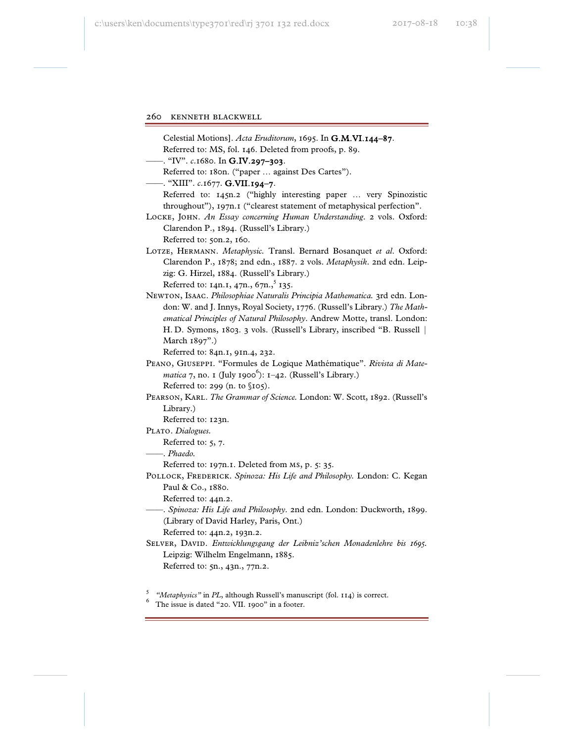Celestial Motions]. *Acta Eruditorum*, 1695. In **G.M.VI.144–87**.
Referred to: MS, fol. 146. Deleted from proofs, p. 89.

——. "IV". *c*.1680. In **G.IV.297–303**.
Referred to: 180n. ("paper … against Des Cartes").

——. "XIII". *c*.1677. **G.VII.194–7**.
Referred to: 145n.2 ("highly interesting paper … very Spinozistic throughout"), 197n.1 ("clearest statement of metaphysical perfection".

LOCKE, JOHN. *An Essay concerning Human Understanding*. 2 vols. Oxford: Clarendon P., 1894. (Russell's Library.)
Referred to: 50n.2, 160.

LOTZE, HERMANN. *Metaphysic*. Transl. Bernard Bosanquet *et al*. Oxford: Clarendon P., 1878; 2nd edn., 1887. 2 vols. *Metaphysik*. 2nd edn. Leipzig: G. Hirzel, 1884. (Russell's Library.)
Referred to: 14n.1, 47n., 67n.,[5] 135.

NEWTON, ISAAC. *Philosophiae Naturalis Principia Mathematica*. 3rd edn. London: W. and J. Innys, Royal Society, 1776. (Russell's Library.) *The Mathematical Principles of Natural Philosophy*. Andrew Motte, transl. London: H. D. Symons, 1803. 3 vols. (Russell's Library, inscribed "B. Russell | March 1897".)
Referred to: 84n.1, 91n.4, 232.

PEANO, GIUSEPPI. "Formules de Logique Mathématique". *Rivista di Matematica* 7, no. 1 (July 1900[6]): 1–42. (Russell's Library.)
Referred to: 299 (n. to §105).

PEARSON, KARL. *The Grammar of Science*. London: W. Scott, 1892. (Russell's Library.)
Referred to: 123n.

PLATO. *Dialogues*.
Referred to: 5, 7.

——. *Phaedo*.
Referred to: 197n.1. Deleted from MS, p. 5: 35.

POLLOCK, FREDERICK. *Spinoza: His Life and Philosophy*. London: C. Kegan Paul & Co., 1880.
Referred to: 44n.2.

——. *Spinoza: His Life and Philosophy*. 2nd edn. London: Duckworth, 1899. (Library of David Harley, Paris, Ont.)
Referred to: 44n.2, 193n.2.

SELVER, DAVID. *Entwicklungsgang der Leibniz'schen Monadenlehre bis 1695*. Leipzig: Wilhelm Engelmann, 1885.
Referred to: 5n., 43n., 77n.2.

---

[5] *"Metaphysics"* in *PL*, although Russell's manuscript (fol. 114) is correct.

[6] The issue is dated "20. VII. 1900" in a footer.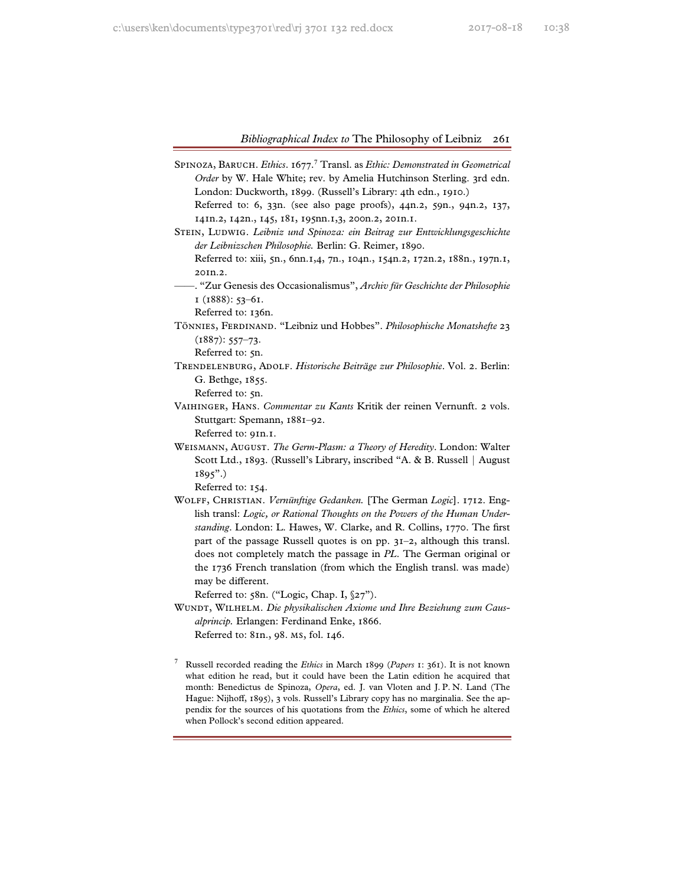Spinoza, Baruch. *Ethics*. 1677.[7] Transl. as *Ethic: Demonstrated in Geometrical Order* by W. Hale White; rev. by Amelia Hutchinson Sterling. 3rd edn. London: Duckworth, 1899. (Russell's Library: 4th edn., 1910.)
Referred to: 6, 33n. (see also page proofs), 44n.2, 59n., 94n.2, 137, 141n.2, 142n., 145, 181, 195nn.1,3, 200n.2, 201n.1.

Stein, Ludwig. *Leibniz und Spinoza: ein Beitrag zur Entwicklungsgeschichte der Leibnizschen Philosophie.* Berlin: G. Reimer, 1890.
Referred to: xiii, 5n., 6nn.1,4, 7n., 104n., 154n.2, 172n.2, 188n., 197n.1, 201n.2.

——. "Zur Genesis des Occasionalismus", *Archiv für Geschichte der Philosophie* 1 (1888): 53–61.
Referred to: 136n.

Tönnies, Ferdinand. "Leibniz und Hobbes". *Philosophische Monatshefte* 23 (1887): 557–73.
Referred to: 5n.

Trendelenburg, Adolf. *Historische Beiträge zur Philosophie*. Vol. 2. Berlin: G. Bethge, 1855.
Referred to: 5n.

Vaihinger, Hans. *Commentar zu Kants* Kritik der reinen Vernunft. 2 vols. Stuttgart: Spemann, 1881–92.
Referred to: 91n.1.

Weismann, August. *The Germ-Plasm: a Theory of Heredity*. London: Walter Scott Ltd., 1893. (Russell's Library, inscribed "A. & B. Russell | August 1895".)
Referred to: 154.

Wolff, Christian. *Vernünftige Gedanken.* [The German *Logic*]. 1712. English transl: *Logic, or Rational Thoughts on the Powers of the Human Understanding*. London: L. Hawes, W. Clarke, and R. Collins, 1770. The first part of the passage Russell quotes is on pp. 31–2, although this transl. does not completely match the passage in *PL*. The German original or the 1736 French translation (from which the English transl. was made) may be different.
Referred to: 58n. ("Logic, Chap. I, §27").

Wundt, Wilhelm. *Die physikalischen Axiome und Ihre Beziehung zum Causalprincip.* Erlangen: Ferdinand Enke, 1866.
Referred to: 81n., 98. ms, fol. 146.

[7] Russell recorded reading the *Ethics* in March 1899 (*Papers* 1: 361). It is not known what edition he read, but it could have been the Latin edition he acquired that month: Benedictus de Spinoza, *Opera*, ed. J. van Vloten and J. P. N. Land (The Hague: Nijhoff, 1895), 3 vols. Russell's Library copy has no marginalia. See the appendix for the sources of his quotations from the *Ethics*, some of which he altered when Pollock's second edition appeared.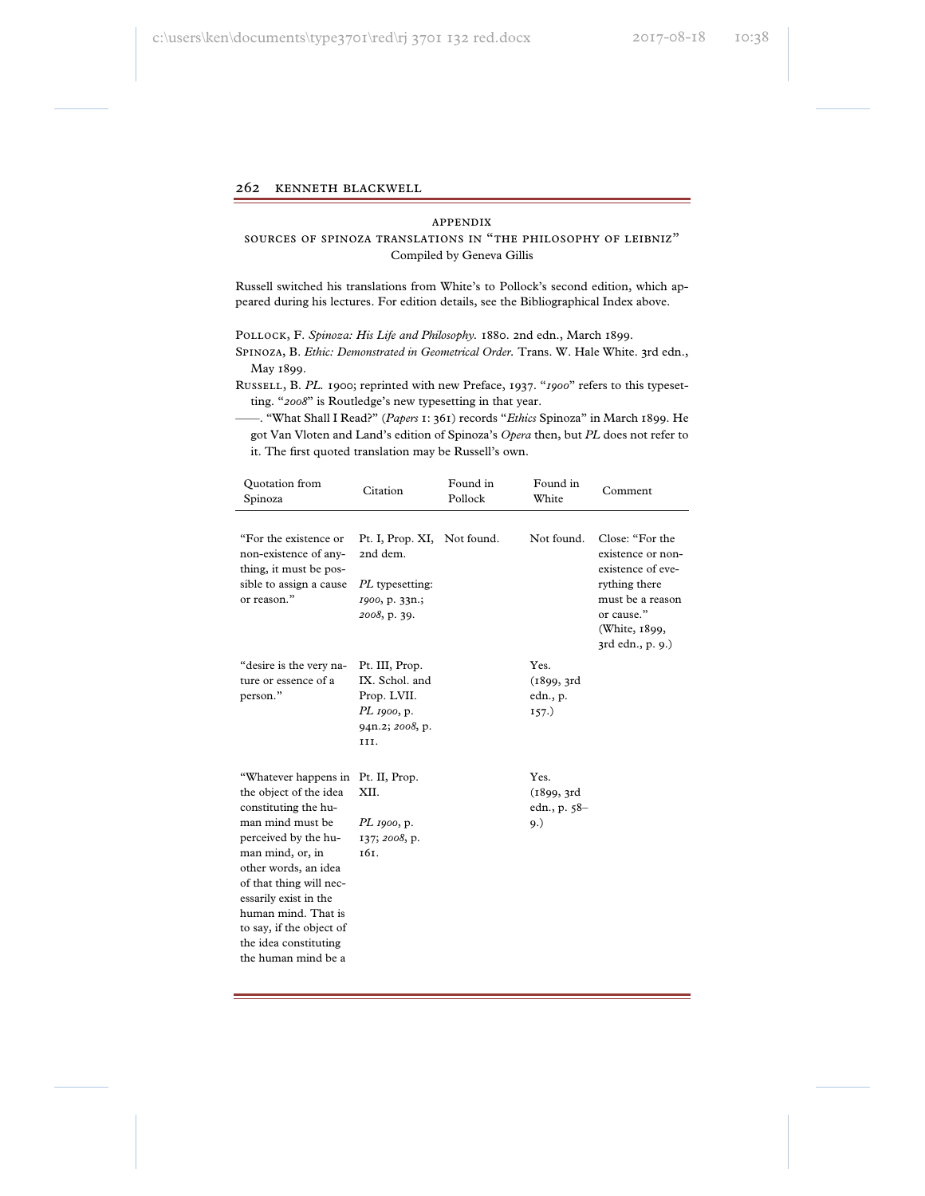### APPENDIX

### SOURCES OF SPINOZA TRANSLATIONS IN "THE PHILOSOPHY OF LEIBNIZ"

Compiled by Geneva Gillis

Russell switched his translations from White's to Pollock's second edition, which appeared during his lectures. For edition details, see the Bibliographical Index above.

POLLOCK, F. *Spinoza: His Life and Philosophy.* 1880. 2nd edn., March 1899.

SPINOZA, B. *Ethic: Demonstrated in Geometrical Order.* Trans. W. Hale White. 3rd edn., May 1899.

RUSSELL, B. *PL.* 1900; reprinted with new Preface, 1937. "*1900*" refers to this typesetting. "*2008*" is Routledge's new typesetting in that year.

——. "What Shall I Read?" (*Papers* 1: 361) records "*Ethics* Spinoza" in March 1899. He got Van Vloten and Land's edition of Spinoza's *Opera* then, but *PL* does not refer to it. The first quoted translation may be Russell's own.

| Quotation from Spinoza | Citation | Found in Pollock | Found in White | Comment |
|---|---|---|---|---|
| "For the existence or non-existence of anything, it must be possible to assign a cause or reason." | Pt. I, Prop. XI, 2nd dem. *PL* typesetting: *1900*, p. 33n.; *2008*, p. 39. | Not found. | Not found. | Close: "For the existence or non-existence of everything there must be a reason or cause." (White, 1899, 3rd edn., p. 9.) |
| "desire is the very nature or essence of a person." | Pt. III, Prop. IX. Schol. and Prop. LVII. *PL 1900*, p. 94n.2; *2008*, p. 111. | | Yes. (1899, 3rd edn., p. 157.) | |
| "Whatever happens in the object of the idea constituting the human mind must be perceived by the human mind, or, in other words, an idea of that thing will necessarily exist in the human mind. That is to say, if the object of the idea constituting the human mind be a | Pt. II, Prop. XII. *PL 1900*, p. 137; *2008*, p. 161. | | Yes. (1899, 3rd edn., p. 58–9.) | |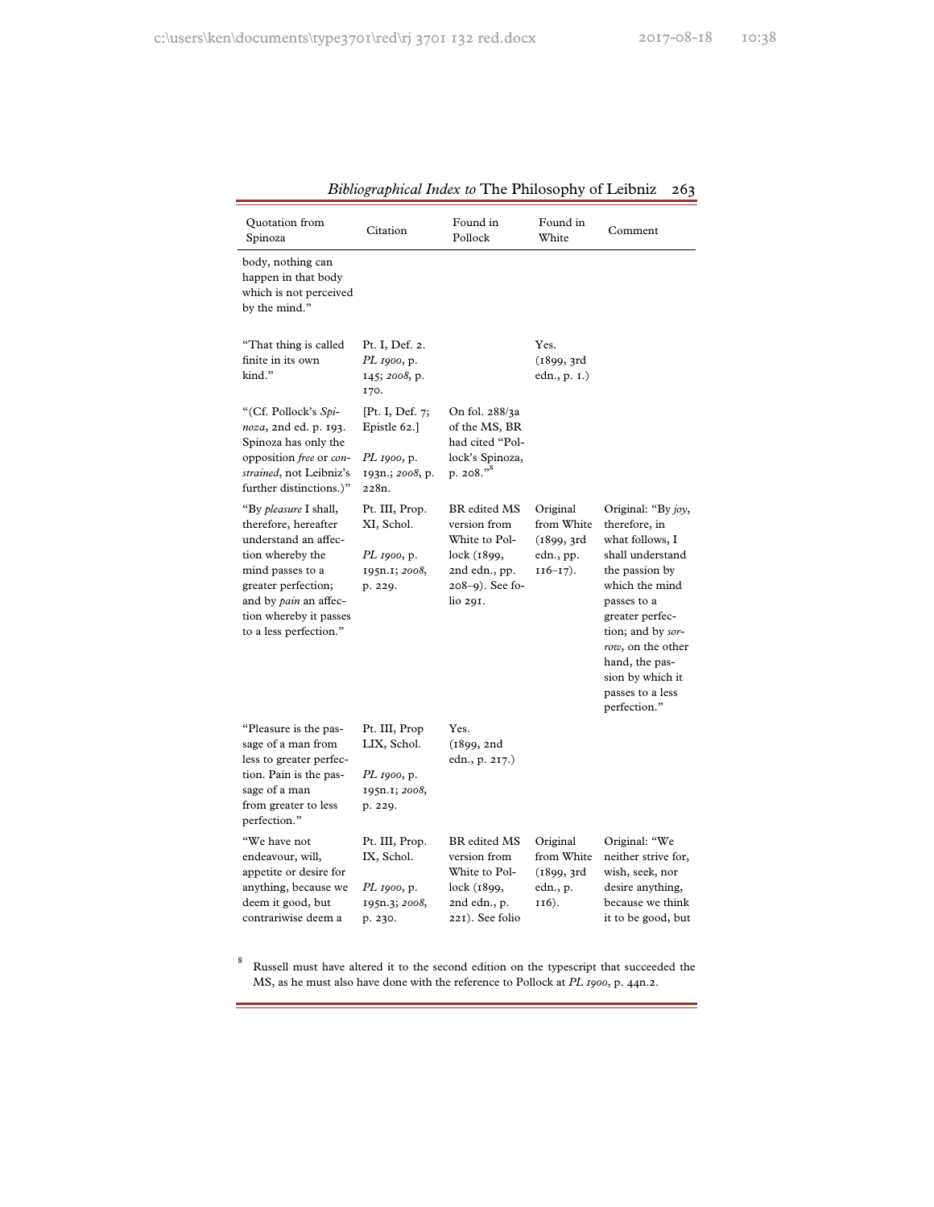| Quotation from Spinoza | Citation | Found in Pollock | Found in White | Comment |
|---|---|---|---|---|
| body, nothing can happen in that body which is not perceived by the mind." | | | | |
| "That thing is called finite in its own kind." | Pt. I, Def. 2. *PL 1900*, p. 145; *2008*, p. 170. | | Yes. (1899, 3rd edn., p. 1.) | |
| "(Cf. Pollock's *Spinoza*, 2nd ed. p. 193. Spinoza has only the opposition *free* or *constrained*, not Leibniz's further distinctions.)" | [Pt. I, Def. 7; Epistle 62.] *PL 1900*, p. 193n.; *2008*, p. 228n. | On fol. 288/3a of the MS, BR had cited "Pollock's Spinoza, p. 208."[8] | | |
| "By *pleasure* I shall, therefore, hereafter understand an affection whereby the mind passes to a greater perfection; and by *pain* an affection whereby it passes to a less perfection." | Pt. III, Prop. XI, Schol. *PL 1900*, p. 195n.1; *2008*, p. 229. | BR edited MS version from White to Pollock (1899, 2nd edn., pp. 208–9). See folio 291. | Original from White (1899, 3rd edn., pp. 116–17). | Original: "By *joy*, therefore, in what follows, I shall understand the passion by which the mind passes to a greater perfection; and by *sorrow*, on the other hand, the passion by which it passes to a less perfection." |
| "Pleasure is the passage of a man from less to greater perfection. Pain is the passage of a man from greater to less perfection." | Pt. III, Prop LIX, Schol. *PL 1900*, p. 195n.1; *2008*, p. 229. | Yes. (1899, 2nd edn., p. 217.) | | |
| "We have not endeavour, will, appetite or desire for anything, because we deem it good, but contrariwise deem a | Pt. III, Prop. IX, Schol. *PL 1900*, p. 195n.3; *2008*, p. 230. | BR edited MS version from White to Pollock (1899, 2nd edn., p. 221). See folio | Original from White (1899, 3rd edn., p. 116). | Original: "We neither strive for, wish, seek, nor desire anything, because we think it to be good, but |

[8] Russell must have altered it to the second edition on the typescript that succeeded the MS, as he must also have done with the reference to Pollock at *PL 1900*, p. 44n.2.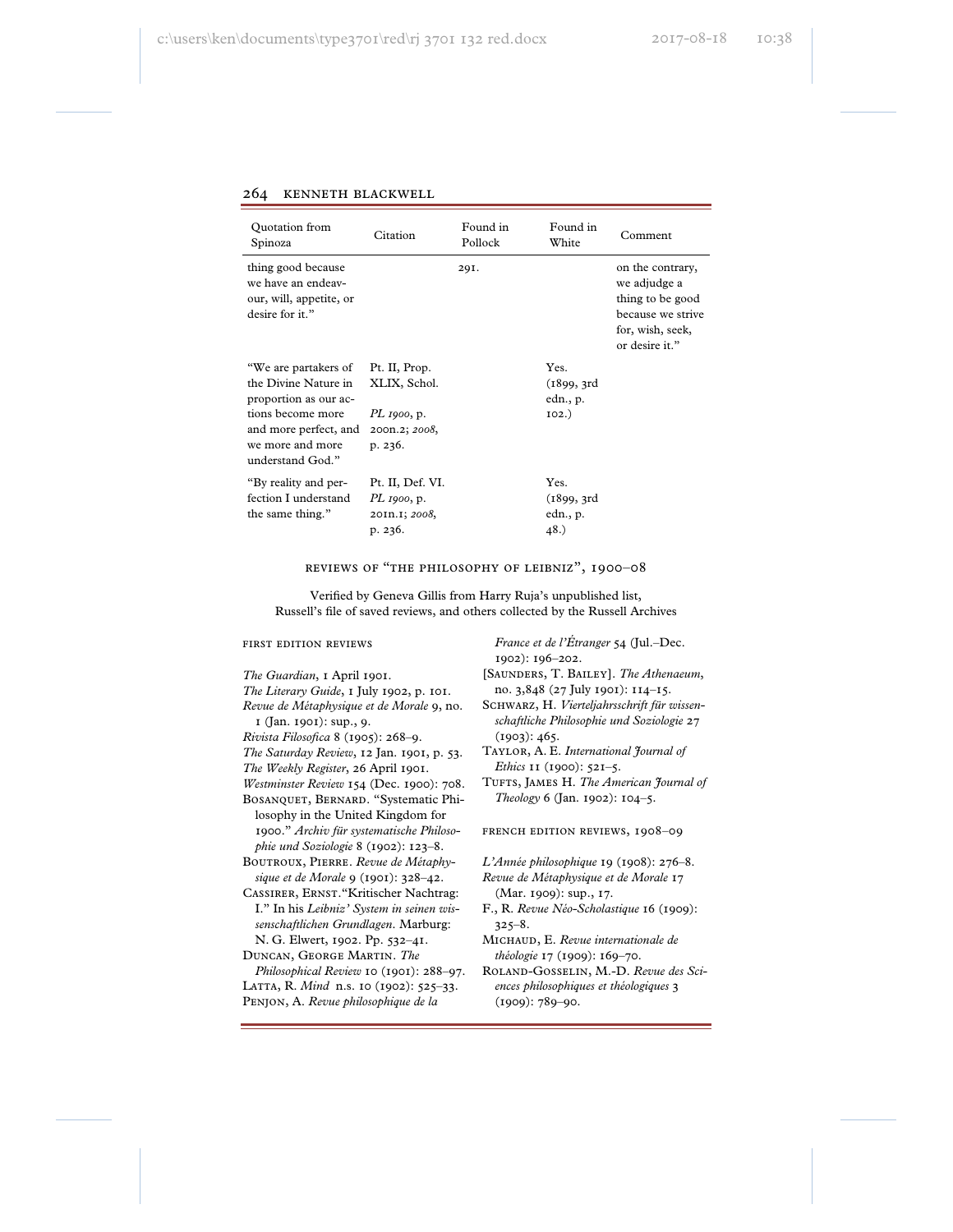| Quotation from Spinoza | Citation | Found in Pollock | Found in White | Comment |
|---|---|---|---|---|
| thing good because we have an endeavour, will, appetite, or desire for it." | | 291. | | on the contrary, we adjudge a thing to be good because we strive for, wish, seek, or desire it." |
| "We are partakers of the Divine Nature in proportion as our actions become more and more perfect, and we more and more understand God." | Pt. II, Prop. XLIX, Schol. *PL 1900*, p. 200n.2; *2008*, p. 236. | | Yes. (1899, 3rd edn., p. 102.) | |
| "By reality and perfection I understand the same thing." | Pt. II, Def. VI. *PL 1900*, p. 201n.1; *2008*, p. 236. | | Yes. (1899, 3rd edn., p. 48.) | |

## REVIEWS OF "THE PHILOSOPHY OF LEIBNIZ", 1900–08

Verified by Geneva Gillis from Harry Ruja's unpublished list, Russell's file of saved reviews, and others collected by the Russell Archives

### FIRST EDITION REVIEWS

*The Guardian*, 1 April 1901.
*The Literary Guide*, 1 July 1902, p. 101.
*Revue de Métaphysique et de Morale* 9, no. 1 (Jan. 1901): sup., 9.
*Rivista Filosofica* 8 (1905): 268–9.
*The Saturday Review*, 12 Jan. 1901, p. 53.
*The Weekly Register*, 26 April 1901.
*Westminster Review* 154 (Dec. 1900): 708.
BOSANQUET, BERNARD. "Systematic Philosophy in the United Kingdom for 1900." *Archiv für systematische Philosophie und Soziologie* 8 (1902): 123–8.
BOUTROUX, PIERRE. *Revue de Métaphysique et de Morale* 9 (1901): 328–42.
CASSIRER, ERNST. "Kritischer Nachtrag: I." In his *Leibniz' System in seinen wissenschaftlichen Grundlagen*. Marburg: N. G. Elwert, 1902. Pp. 532–41.
DUNCAN, GEORGE MARTIN. *The Philosophical Review* 10 (1901): 288–97.
LATTA, R. *Mind* n.s. 10 (1902): 525–33.
PENJON, A. *Revue philosophique de la France et de l'Étranger* 54 (Jul.–Dec. 1902): 196–202.
[SAUNDERS, T. BAILEY]. *The Athenaeum*, no. 3,848 (27 July 1901): 114–15.
SCHWARZ, H. *Vierteljahrsschrift für wissenschaftliche Philosophie und Soziologie* 27 (1903): 465.
TAYLOR, A. E. *International Journal of Ethics* 11 (1900): 521–5.
TUFTS, JAMES H. *The American Journal of Theology* 6 (Jan. 1902): 104–5.

### FRENCH EDITION REVIEWS, 1908–09

*L'Année philosophique* 19 (1908): 276–8.
*Revue de Métaphysique et de Morale* 17 (Mar. 1909): sup., 17.
F., R. *Revue Néo-Scholastique* 16 (1909): 325–8.
MICHAUD, E. *Revue internationale de théologie* 17 (1909): 169–70.
ROLAND-GOSSELIN, M.-D. *Revue des Sciences philosophiques et théologiques* 3 (1909): 789–90.